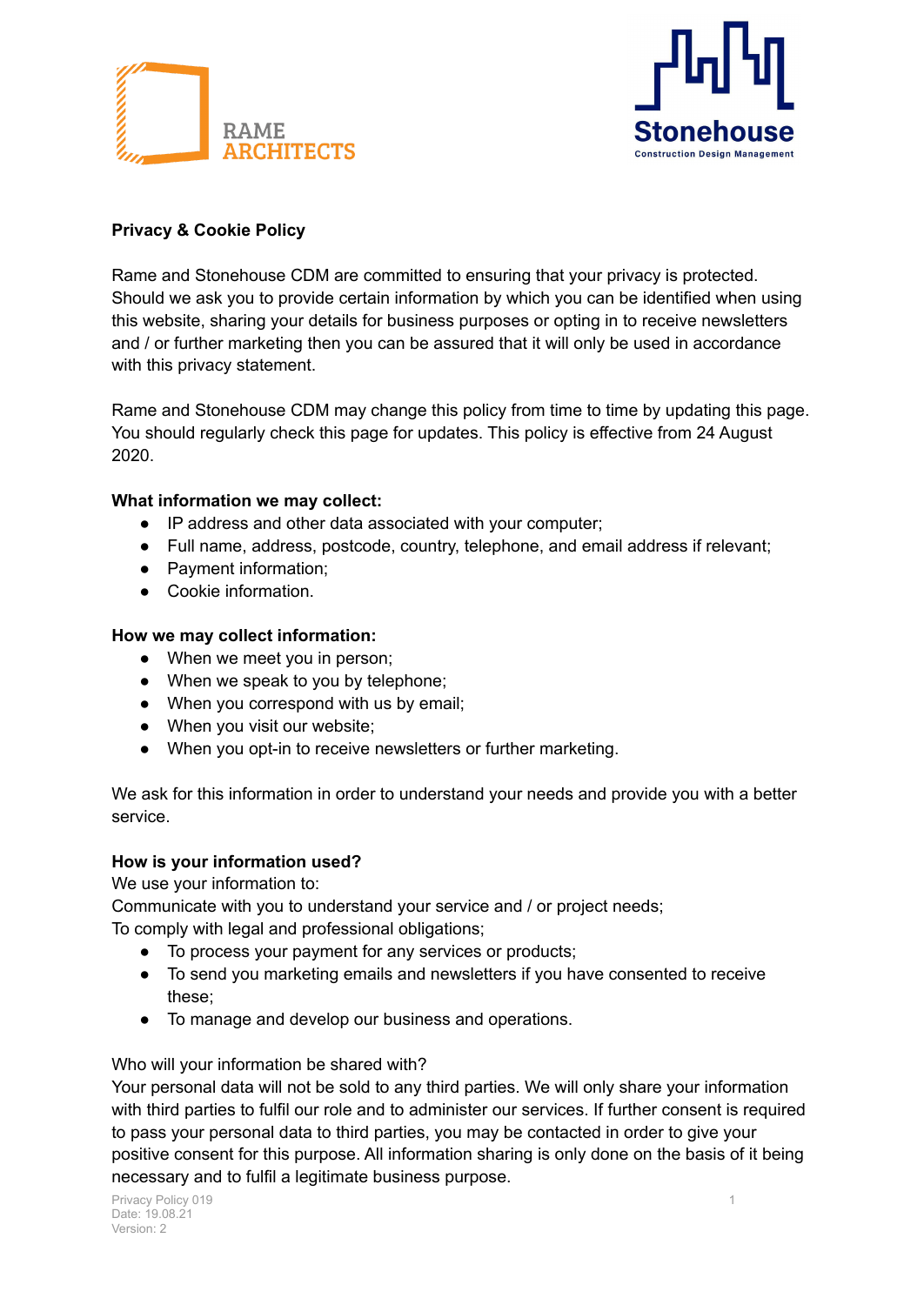**Privacy & Cookie Policy**

Rame and Stonehouse CDM are committed to ensuring that your privacy is protected. Should we ask you to provide certain information by which you can be identified when using this website, sharing your details for business purposes or opting in to receive newsletters and / or further marketing then you can be assured that it will only be used in accordance with this privacy statement.

Rame and Stonehouse CDM may change this policy from time to time by updating this page. You should regularly check this page for updates. This policy is effective from 24 August 2020.

**What information we may collect:**

- IP address and other data associated with your computer;
- Full name, address, postcode, country, telephone, and email address if relevant;
- Payment information;
- Cookie information.

**How we may collect information:**

- When we meet you in person;
- When we speak to you by telephone;
- When you correspond with us by email;
- When you visit our website;
- When you opt-in to receive newsletters or further marketing.

We ask for this information in order to understand your needs and provide you with a better service.

**How is your information used?**

We use your information to:
Communicate with you to understand your service and / or project needs;
To comply with legal and professional obligations;

- To process your payment for any services or products;
- To send you marketing emails and newsletters if you have consented to receive these;
- To manage and develop our business and operations.

Who will your information be shared with?
Your personal data will not be sold to any third parties. We will only share your information with third parties to fulfil our role and to administer our services. If further consent is required to pass your personal data to third parties, you may be contacted in order to give your positive consent for this purpose. All information sharing is only done on the basis of it being necessary and to fulfil a legitimate business purpose.

Privacy Policy 019
Date: 19.08.21
Version: 2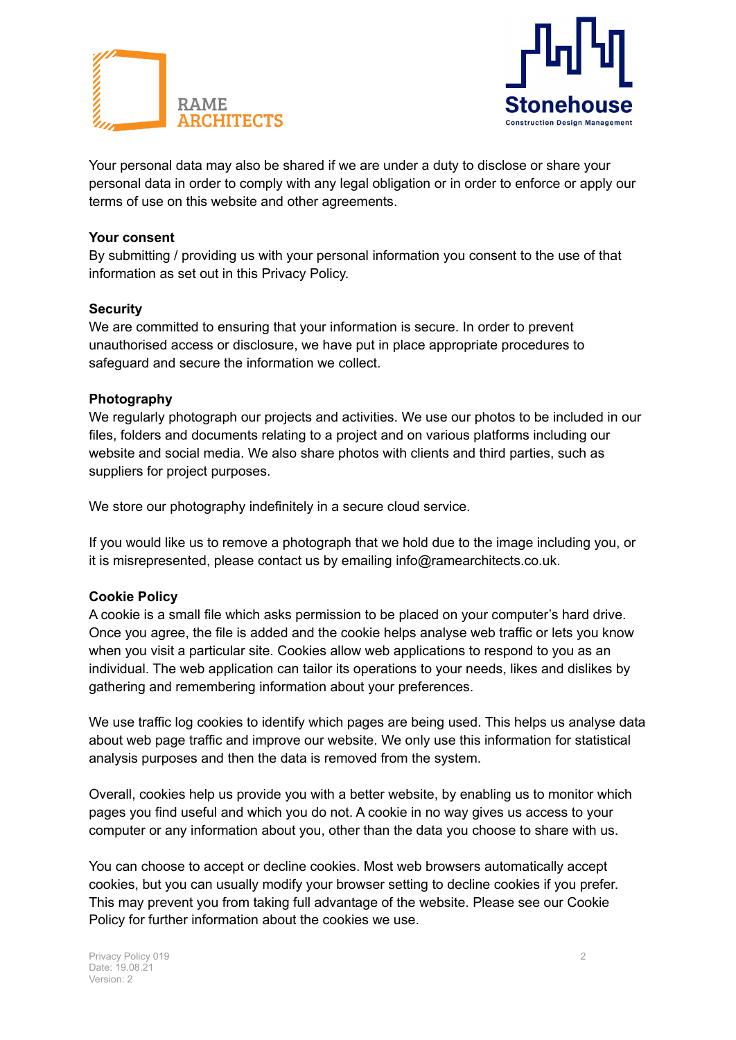Your personal data may also be shared if we are under a duty to disclose or share your personal data in order to comply with any legal obligation or in order to enforce or apply our terms of use on this website and other agreements.

**Your consent**

By submitting / providing us with your personal information you consent to the use of that information as set out in this Privacy Policy.

**Security**

We are committed to ensuring that your information is secure. In order to prevent unauthorised access or disclosure, we have put in place appropriate procedures to safeguard and secure the information we collect.

**Photography**

We regularly photograph our projects and activities. We use our photos to be included in our files, folders and documents relating to a project and on various platforms including our website and social media. We also share photos with clients and third parties, such as suppliers for project purposes.

We store our photography indefinitely in a secure cloud service.

If you would like us to remove a photograph that we hold due to the image including you, or it is misrepresented, please contact us by emailing info@ramearchitects.co.uk.

**Cookie Policy**

A cookie is a small file which asks permission to be placed on your computer's hard drive. Once you agree, the file is added and the cookie helps analyse web traffic or lets you know when you visit a particular site. Cookies allow web applications to respond to you as an individual. The web application can tailor its operations to your needs, likes and dislikes by gathering and remembering information about your preferences.

We use traffic log cookies to identify which pages are being used. This helps us analyse data about web page traffic and improve our website. We only use this information for statistical analysis purposes and then the data is removed from the system.

Overall, cookies help us provide you with a better website, by enabling us to monitor which pages you find useful and which you do not. A cookie in no way gives us access to your computer or any information about you, other than the data you choose to share with us.

You can choose to accept or decline cookies. Most web browsers automatically accept cookies, but you can usually modify your browser setting to decline cookies if you prefer. This may prevent you from taking full advantage of the website. Please see our Cookie Policy for further information about the cookies we use.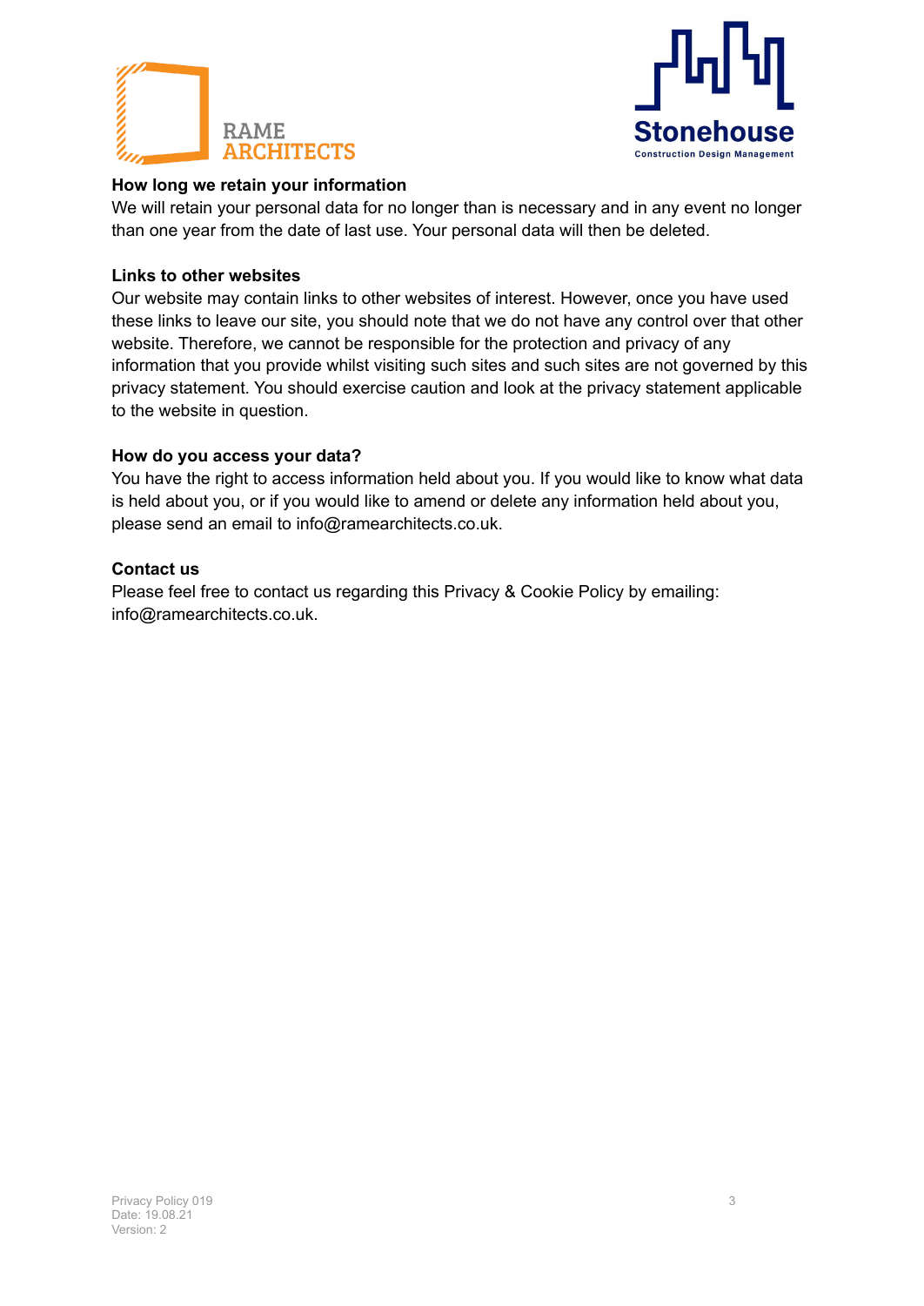**How long we retain your information**

We will retain your personal data for no longer than is necessary and in any event no longer than one year from the date of last use. Your personal data will then be deleted.

**Links to other websites**

Our website may contain links to other websites of interest. However, once you have used these links to leave our site, you should note that we do not have any control over that other website. Therefore, we cannot be responsible for the protection and privacy of any information that you provide whilst visiting such sites and such sites are not governed by this privacy statement. You should exercise caution and look at the privacy statement applicable to the website in question.

**How do you access your data?**

You have the right to access information held about you. If you would like to know what data is held about you, or if you would like to amend or delete any information held about you, please send an email to info@ramearchitects.co.uk.

**Contact us**

Please feel free to contact us regarding this Privacy & Cookie Policy by emailing: info@ramearchitects.co.uk.